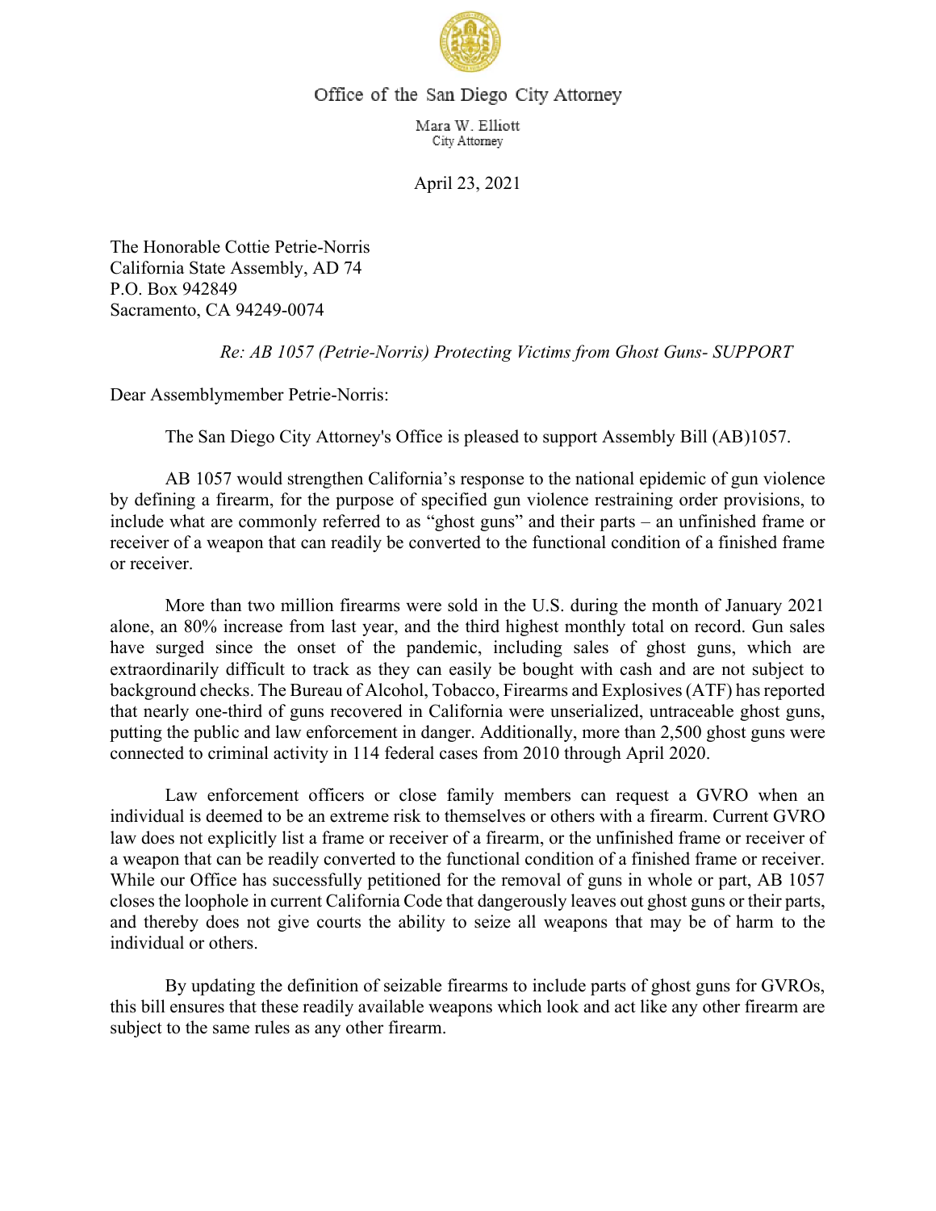Office of the San Diego City Attorney

Mara W. Elliott
City Attorney

April 23, 2021

The Honorable Cottie Petrie-Norris
California State Assembly, AD 74
P.O. Box 942849
Sacramento, CA 94249-0074

*Re: AB 1057 (Petrie-Norris) Protecting Victims from Ghost Guns- SUPPORT*

Dear Assemblymember Petrie-Norris:

The San Diego City Attorney's Office is pleased to support Assembly Bill (AB)1057.

AB 1057 would strengthen California's response to the national epidemic of gun violence by defining a firearm, for the purpose of specified gun violence restraining order provisions, to include what are commonly referred to as "ghost guns" and their parts – an unfinished frame or receiver of a weapon that can readily be converted to the functional condition of a finished frame or receiver.

More than two million firearms were sold in the U.S. during the month of January 2021 alone, an 80% increase from last year, and the third highest monthly total on record. Gun sales have surged since the onset of the pandemic, including sales of ghost guns, which are extraordinarily difficult to track as they can easily be bought with cash and are not subject to background checks. The Bureau of Alcohol, Tobacco, Firearms and Explosives (ATF) has reported that nearly one-third of guns recovered in California were unserialized, untraceable ghost guns, putting the public and law enforcement in danger. Additionally, more than 2,500 ghost guns were connected to criminal activity in 114 federal cases from 2010 through April 2020.

Law enforcement officers or close family members can request a GVRO when an individual is deemed to be an extreme risk to themselves or others with a firearm. Current GVRO law does not explicitly list a frame or receiver of a firearm, or the unfinished frame or receiver of a weapon that can be readily converted to the functional condition of a finished frame or receiver. While our Office has successfully petitioned for the removal of guns in whole or part, AB 1057 closes the loophole in current California Code that dangerously leaves out ghost guns or their parts, and thereby does not give courts the ability to seize all weapons that may be of harm to the individual or others.

By updating the definition of seizable firearms to include parts of ghost guns for GVROs, this bill ensures that these readily available weapons which look and act like any other firearm are subject to the same rules as any other firearm.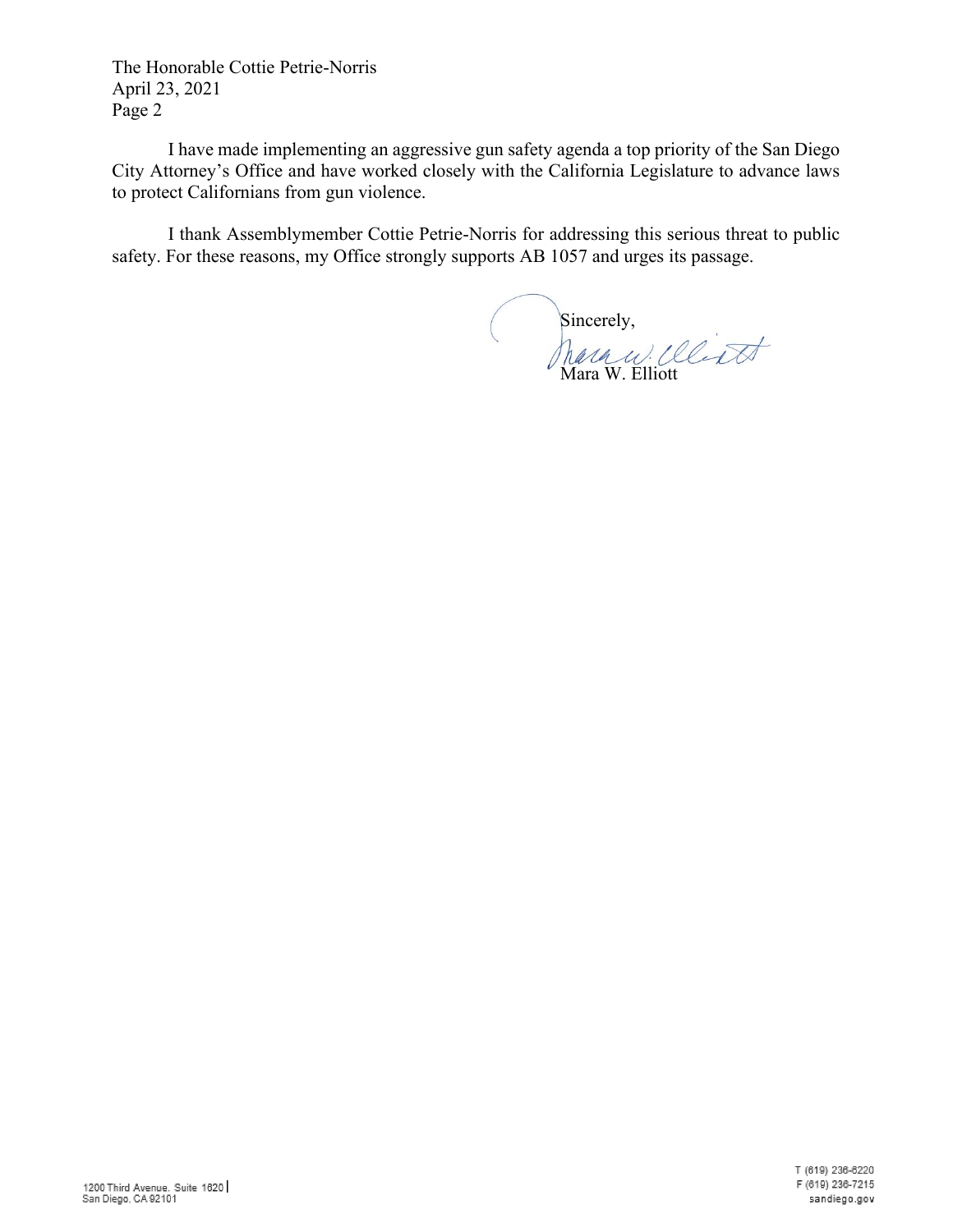The Honorable Cottie Petrie-Norris
April 23, 2021
Page 2

I have made implementing an aggressive gun safety agenda a top priority of the San Diego City Attorney's Office and have worked closely with the California Legislature to advance laws to protect Californians from gun violence.

I thank Assemblymember Cottie Petrie-Norris for addressing this serious threat to public safety. For these reasons, my Office strongly supports AB 1057 and urges its passage.

Sincerely,

Mara W. Elliott

1200 Third Avenue, Suite 1620
San Diego, CA 92101

T (619) 236-6220
F (619) 236-7215
sandiego.gov